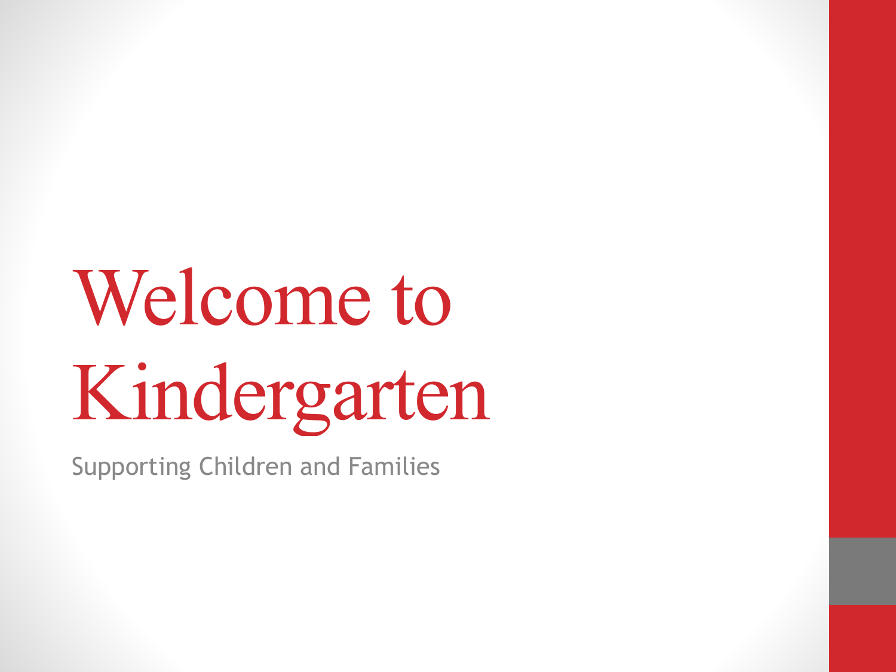# Welcome to Kindergarten

Supporting Children and Families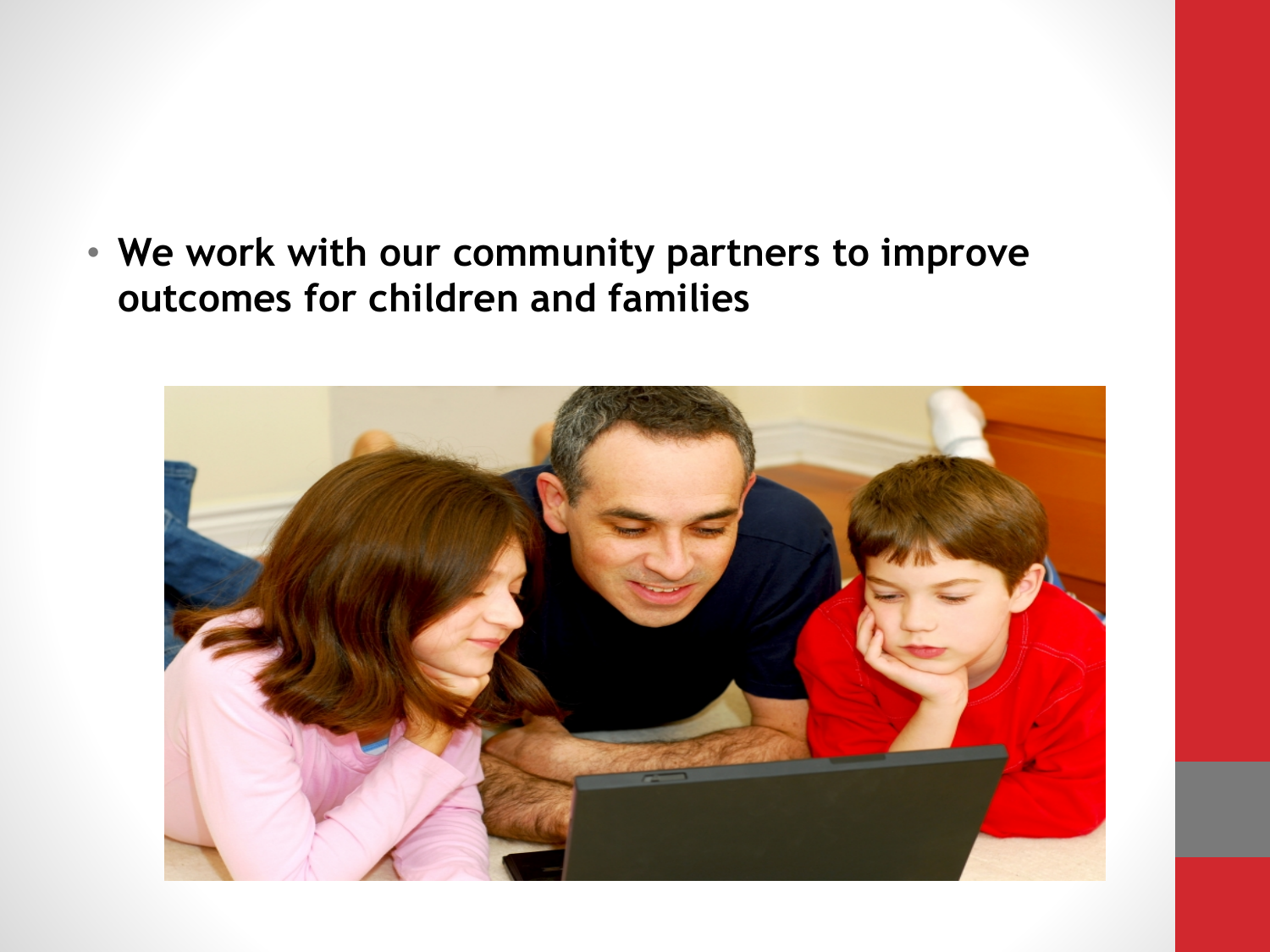- **We work with our community partners to improve outcomes for children and families**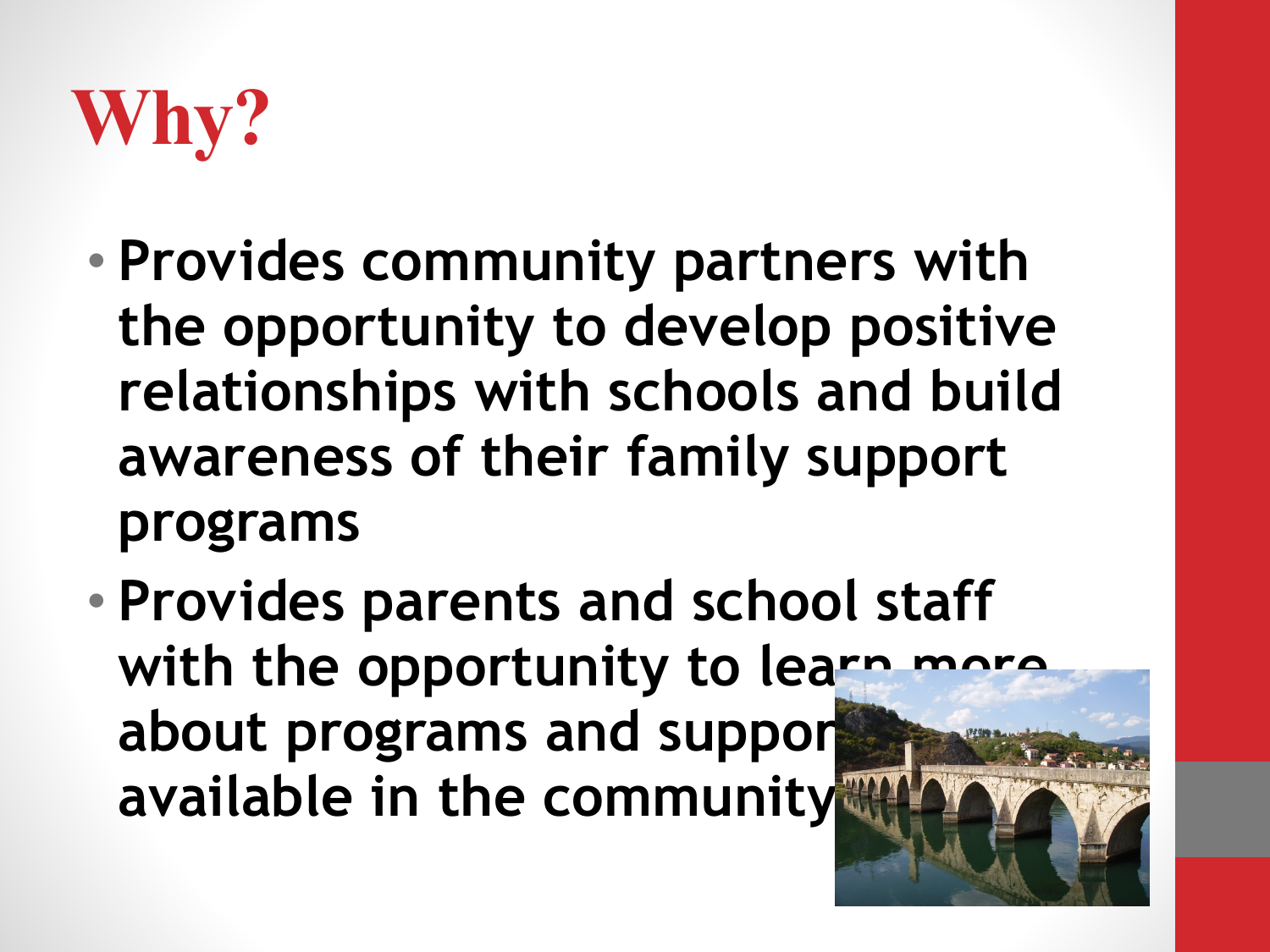# Why?

- Provides community partners with the opportunity to develop positive relationships with schools and build awareness of their family support programs
- Provides parents and school staff with the opportunity to learn more about programs and supports available in the community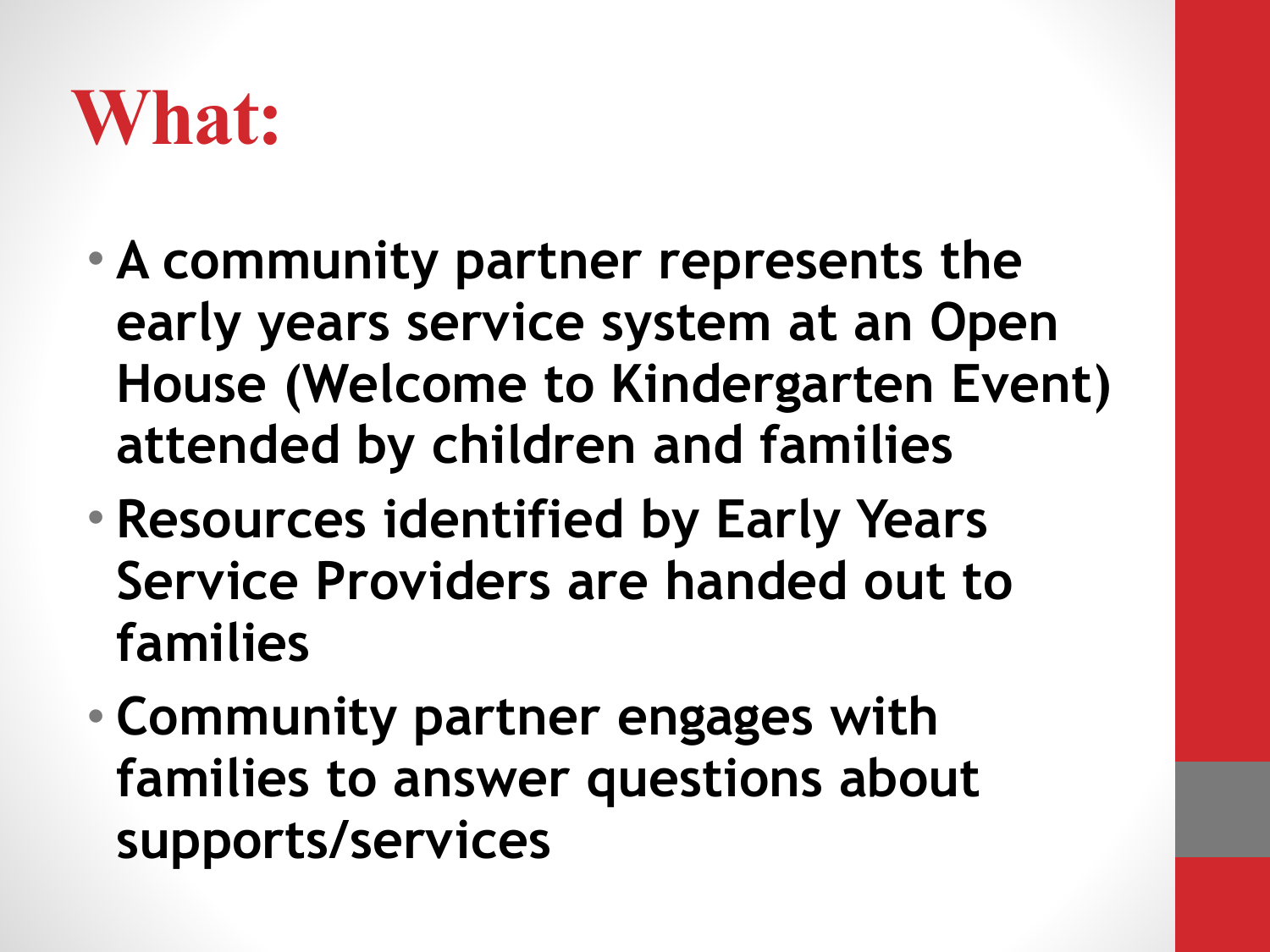# What:

- A community partner represents the early years service system at an Open House (Welcome to Kindergarten Event) attended by children and families
- Resources identified by Early Years Service Providers are handed out to families
- Community partner engages with families to answer questions about supports/services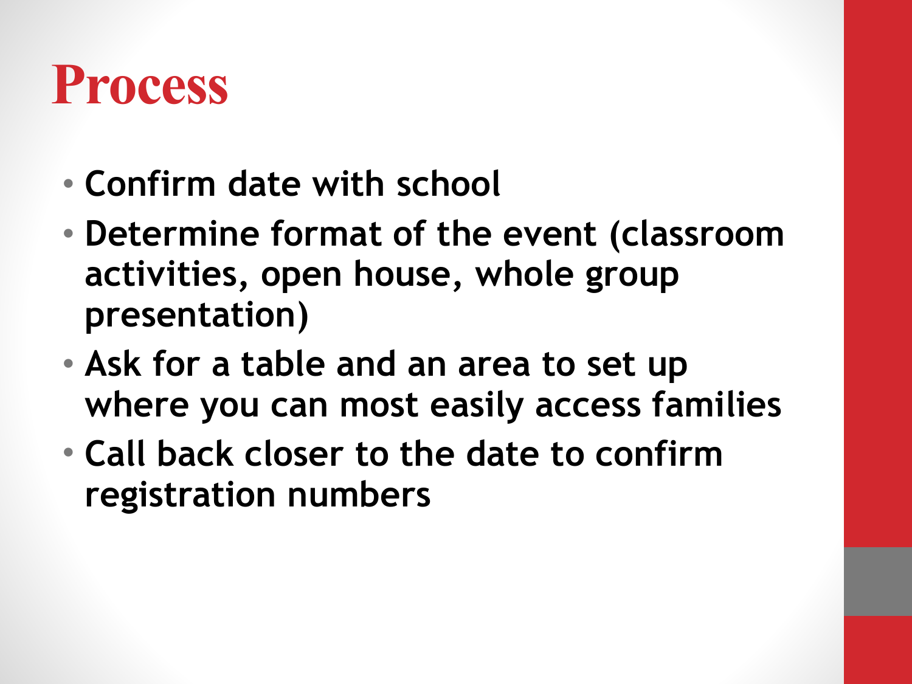# Process

- Confirm date with school
- Determine format of the event (classroom activities, open house, whole group presentation)
- Ask for a table and an area to set up where you can most easily access families
- Call back closer to the date to confirm registration numbers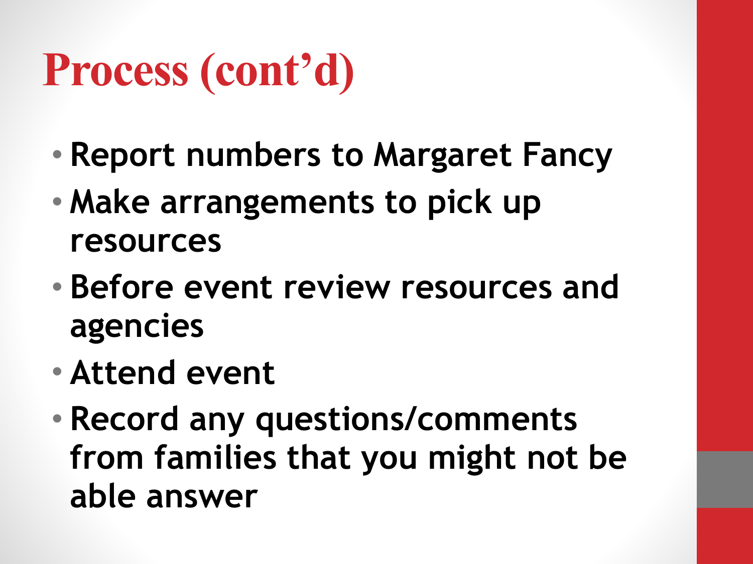# Process (cont'd)

- Report numbers to Margaret Fancy
- Make arrangements to pick up resources
- Before event review resources and agencies
- Attend event
- Record any questions/comments from families that you might not be able answer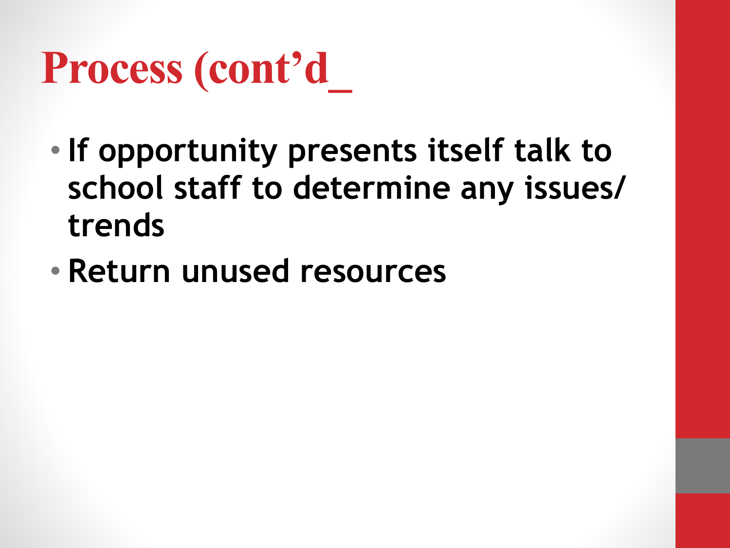# Process (cont'd_

- If opportunity presents itself talk to school staff to determine any issues/ trends
- Return unused resources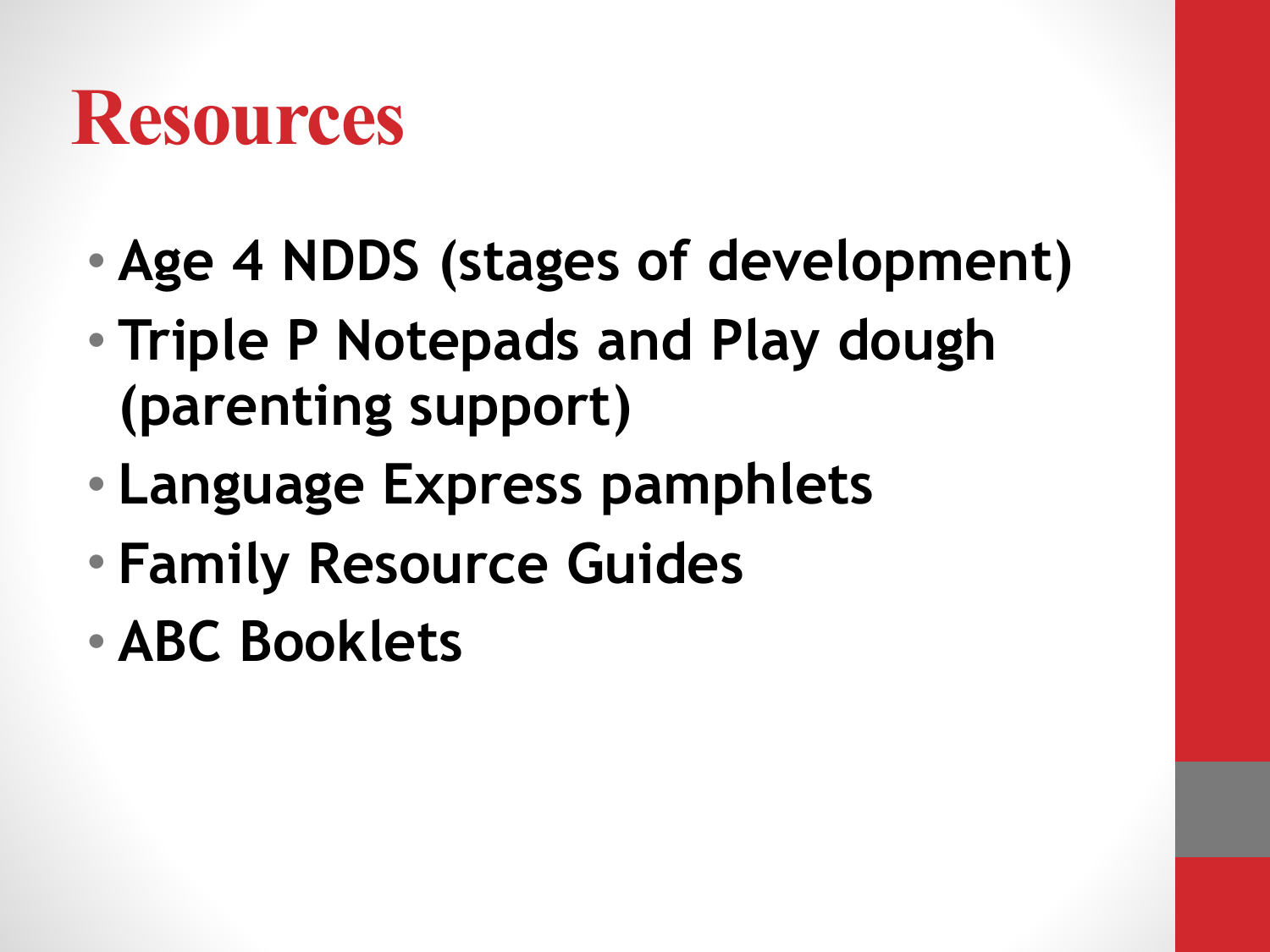# Resources

- Age 4 NDDS (stages of development)
- Triple P Notepads and Play dough (parenting support)
- Language Express pamphlets
- Family Resource Guides
- ABC Booklets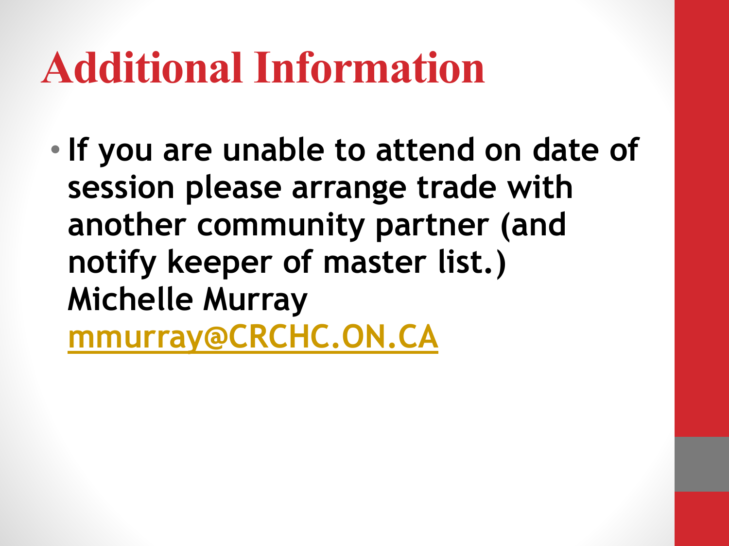# Additional Information

- **If you are unable to attend on date of session please arrange trade with another community partner (and notify keeper of master list.) Michelle Murray [mmurray@CRCHC.ON.CA](mailto:mmurray@CRCHC.ON.CA)**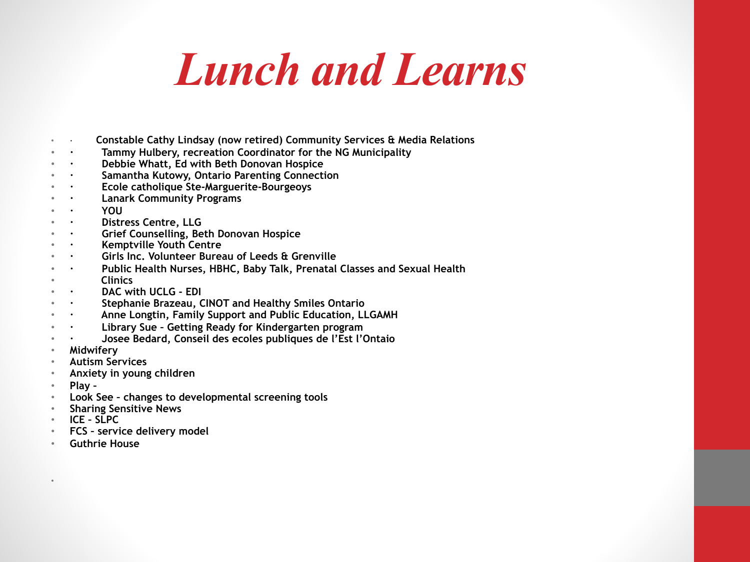# *Lunch and Learns*

- Constable Cathy Lindsay (now retired) Community Services & Media Relations
- Tammy Hulbery, recreation Coordinator for the NG Municipality
- Debbie Whatt, Ed with Beth Donovan Hospice
- Samantha Kutowy, Ontario Parenting Connection
- Ecole catholique Ste-Marguerite-Bourgeoys
- Lanark Community Programs
- YOU
- Distress Centre, LLG
- Grief Counselling, Beth Donovan Hospice
- Kemptville Youth Centre
- Girls Inc. Volunteer Bureau of Leeds & Grenville
- Public Health Nurses, HBHC, Baby Talk, Prenatal Classes and Sexual Health Clinics
- DAC with UCLG - EDI
- Stephanie Brazeau, CINOT and Healthy Smiles Ontario
- Anne Longtin, Family Support and Public Education, LLGAMH
- Library Sue – Getting Ready for Kindergarten program
- Josee Bedard, Conseil des ecoles publiques de l'Est l'Ontaio
- Midwifery
- Autism Services
- Anxiety in young children
- Play –
- Look See – changes to developmental screening tools
- Sharing Sensitive News
- ICE – SLPC
- FCS – service delivery model
- Guthrie House